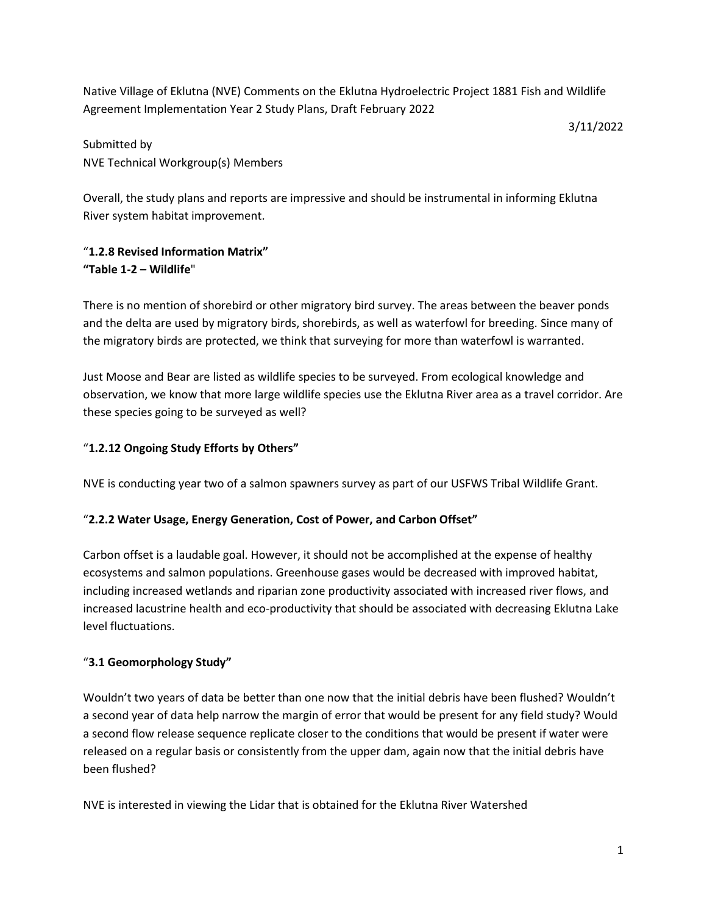Native Village of Eklutna (NVE) Comments on the Eklutna Hydroelectric Project 1881 Fish and Wildlife Agreement Implementation Year 2 Study Plans, Draft February 2022

3/11/2022

Submitted by
NVE Technical Workgroup(s) Members

Overall, the study plans and reports are impressive and should be instrumental in informing Eklutna River system habitat improvement.

"**1.2.8 Revised Information Matrix"**
**"Table 1-2 – Wildlife**"

There is no mention of shorebird or other migratory bird survey. The areas between the beaver ponds and the delta are used by migratory birds, shorebirds, as well as waterfowl for breeding. Since many of the migratory birds are protected, we think that surveying for more than waterfowl is warranted.

Just Moose and Bear are listed as wildlife species to be surveyed. From ecological knowledge and observation, we know that more large wildlife species use the Eklutna River area as a travel corridor. Are these species going to be surveyed as well?

"**1.2.12 Ongoing Study Efforts by Others"**

NVE is conducting year two of a salmon spawners survey as part of our USFWS Tribal Wildlife Grant.

"**2.2.2 Water Usage, Energy Generation, Cost of Power, and Carbon Offset"**

Carbon offset is a laudable goal. However, it should not be accomplished at the expense of healthy ecosystems and salmon populations. Greenhouse gases would be decreased with improved habitat, including increased wetlands and riparian zone productivity associated with increased river flows, and increased lacustrine health and eco-productivity that should be associated with decreasing Eklutna Lake level fluctuations.

"**3.1 Geomorphology Study"**

Wouldn't two years of data be better than one now that the initial debris have been flushed? Wouldn't a second year of data help narrow the margin of error that would be present for any field study? Would a second flow release sequence replicate closer to the conditions that would be present if water were released on a regular basis or consistently from the upper dam, again now that the initial debris have been flushed?

NVE is interested in viewing the Lidar that is obtained for the Eklutna River Watershed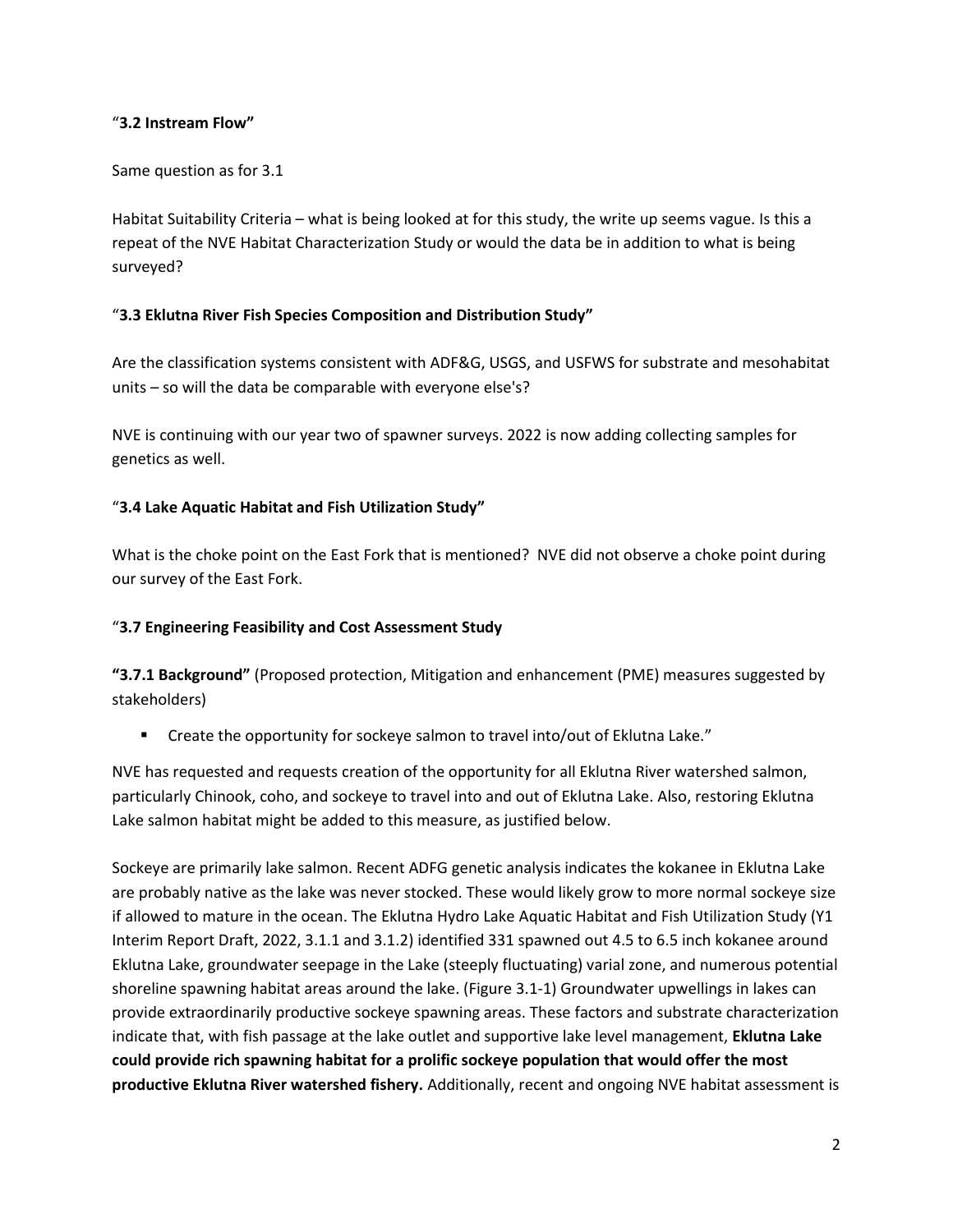"**3.2 Instream Flow"**

Same question as for 3.1

Habitat Suitability Criteria – what is being looked at for this study, the write up seems vague. Is this a repeat of the NVE Habitat Characterization Study or would the data be in addition to what is being surveyed?

"**3.3 Eklutna River Fish Species Composition and Distribution Study"**

Are the classification systems consistent with ADF&G, USGS, and USFWS for substrate and mesohabitat units – so will the data be comparable with everyone else's?

NVE is continuing with our year two of spawner surveys. 2022 is now adding collecting samples for genetics as well.

"**3.4 Lake Aquatic Habitat and Fish Utilization Study"**

What is the choke point on the East Fork that is mentioned? NVE did not observe a choke point during our survey of the East Fork.

"**3.7 Engineering Feasibility and Cost Assessment Study**

**"3.7.1 Background"** (Proposed protection, Mitigation and enhancement (PME) measures suggested by stakeholders)

- Create the opportunity for sockeye salmon to travel into/out of Eklutna Lake."

NVE has requested and requests creation of the opportunity for all Eklutna River watershed salmon, particularly Chinook, coho, and sockeye to travel into and out of Eklutna Lake. Also, restoring Eklutna Lake salmon habitat might be added to this measure, as justified below.

Sockeye are primarily lake salmon. Recent ADFG genetic analysis indicates the kokanee in Eklutna Lake are probably native as the lake was never stocked. These would likely grow to more normal sockeye size if allowed to mature in the ocean. The Eklutna Hydro Lake Aquatic Habitat and Fish Utilization Study (Y1 Interim Report Draft, 2022, 3.1.1 and 3.1.2) identified 331 spawned out 4.5 to 6.5 inch kokanee around Eklutna Lake, groundwater seepage in the Lake (steeply fluctuating) varial zone, and numerous potential shoreline spawning habitat areas around the lake. (Figure 3.1-1) Groundwater upwellings in lakes can provide extraordinarily productive sockeye spawning areas. These factors and substrate characterization indicate that, with fish passage at the lake outlet and supportive lake level management, **Eklutna Lake could provide rich spawning habitat for a prolific sockeye population that would offer the most productive Eklutna River watershed fishery.** Additionally, recent and ongoing NVE habitat assessment is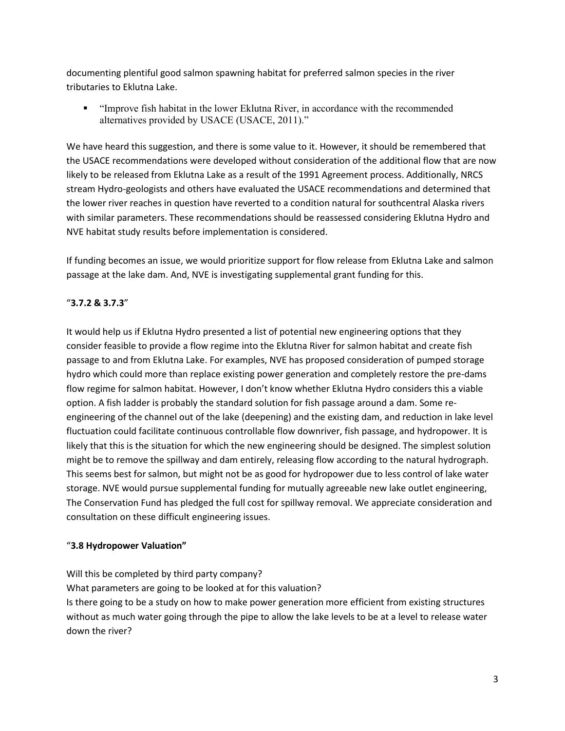documenting plentiful good salmon spawning habitat for preferred salmon species in the river tributaries to Eklutna Lake.

- "Improve fish habitat in the lower Eklutna River, in accordance with the recommended alternatives provided by USACE (USACE, 2011)."

We have heard this suggestion, and there is some value to it. However, it should be remembered that the USACE recommendations were developed without consideration of the additional flow that are now likely to be released from Eklutna Lake as a result of the 1991 Agreement process. Additionally, NRCS stream Hydro-geologists and others have evaluated the USACE recommendations and determined that the lower river reaches in question have reverted to a condition natural for southcentral Alaska rivers with similar parameters. These recommendations should be reassessed considering Eklutna Hydro and NVE habitat study results before implementation is considered.

If funding becomes an issue, we would prioritize support for flow release from Eklutna Lake and salmon passage at the lake dam. And, NVE is investigating supplemental grant funding for this.

"**3.7.2 & 3.7.3**"

It would help us if Eklutna Hydro presented a list of potential new engineering options that they consider feasible to provide a flow regime into the Eklutna River for salmon habitat and create fish passage to and from Eklutna Lake. For examples, NVE has proposed consideration of pumped storage hydro which could more than replace existing power generation and completely restore the pre-dams flow regime for salmon habitat. However, I don't know whether Eklutna Hydro considers this a viable option. A fish ladder is probably the standard solution for fish passage around a dam. Some re-engineering of the channel out of the lake (deepening) and the existing dam, and reduction in lake level fluctuation could facilitate continuous controllable flow downriver, fish passage, and hydropower. It is likely that this is the situation for which the new engineering should be designed. The simplest solution might be to remove the spillway and dam entirely, releasing flow according to the natural hydrograph. This seems best for salmon, but might not be as good for hydropower due to less control of lake water storage. NVE would pursue supplemental funding for mutually agreeable new lake outlet engineering, The Conservation Fund has pledged the full cost for spillway removal. We appreciate consideration and consultation on these difficult engineering issues.

"**3.8 Hydropower Valuation"**

Will this be completed by third party company?

What parameters are going to be looked at for this valuation?

Is there going to be a study on how to make power generation more efficient from existing structures without as much water going through the pipe to allow the lake levels to be at a level to release water down the river?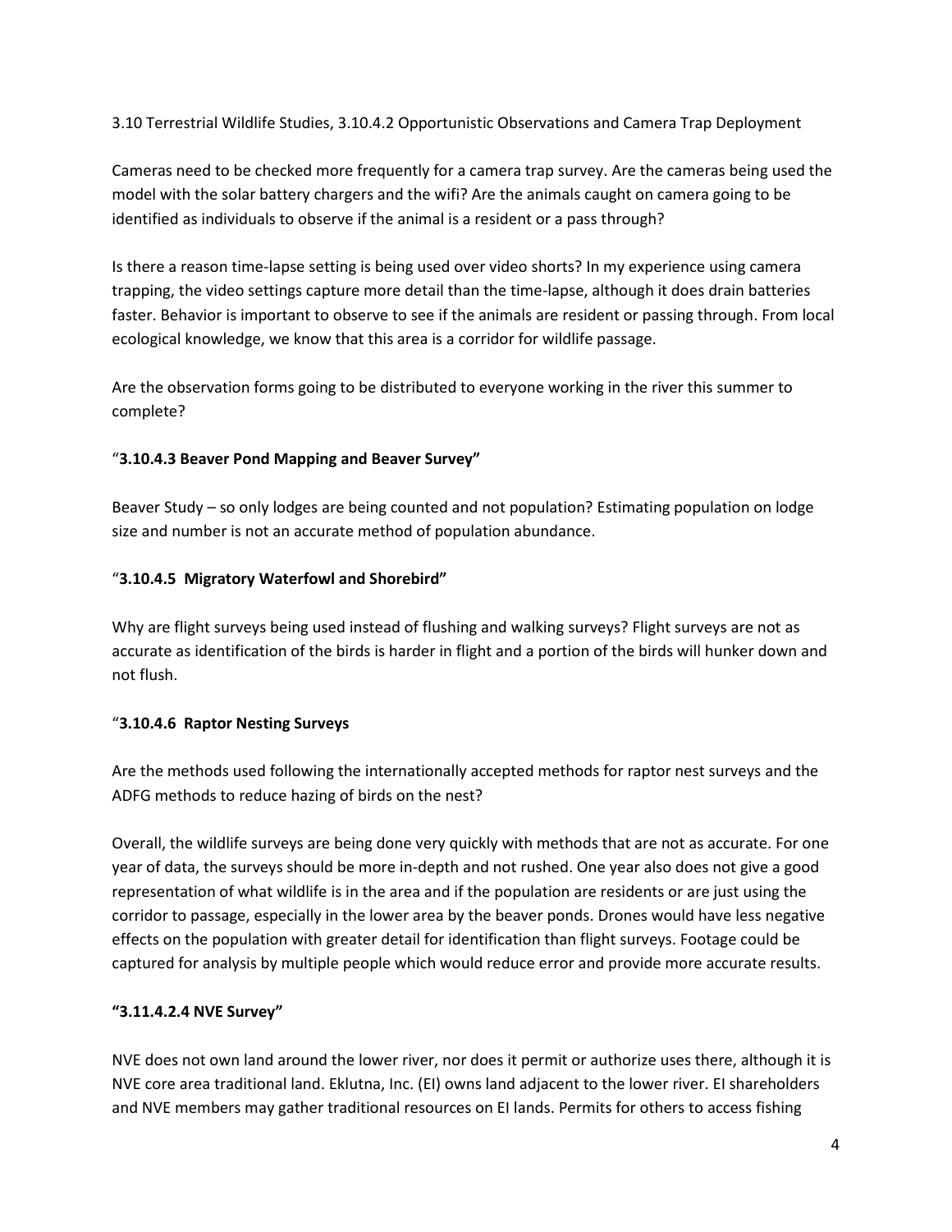3.10 Terrestrial Wildlife Studies, 3.10.4.2 Opportunistic Observations and Camera Trap Deployment

Cameras need to be checked more frequently for a camera trap survey. Are the cameras being used the model with the solar battery chargers and the wifi? Are the animals caught on camera going to be identified as individuals to observe if the animal is a resident or a pass through?

Is there a reason time-lapse setting is being used over video shorts? In my experience using camera trapping, the video settings capture more detail than the time-lapse, although it does drain batteries faster. Behavior is important to observe to see if the animals are resident or passing through. From local ecological knowledge, we know that this area is a corridor for wildlife passage.

Are the observation forms going to be distributed to everyone working in the river this summer to complete?

“**3.10.4.3 Beaver Pond Mapping and Beaver Survey”**

Beaver Study – so only lodges are being counted and not population? Estimating population on lodge size and number is not an accurate method of population abundance.

“**3.10.4.5 Migratory Waterfowl and Shorebird”**

Why are flight surveys being used instead of flushing and walking surveys? Flight surveys are not as accurate as identification of the birds is harder in flight and a portion of the birds will hunker down and not flush.

“**3.10.4.6 Raptor Nesting Surveys**

Are the methods used following the internationally accepted methods for raptor nest surveys and the ADFG methods to reduce hazing of birds on the nest?

Overall, the wildlife surveys are being done very quickly with methods that are not as accurate. For one year of data, the surveys should be more in-depth and not rushed. One year also does not give a good representation of what wildlife is in the area and if the population are residents or are just using the corridor to passage, especially in the lower area by the beaver ponds. Drones would have less negative effects on the population with greater detail for identification than flight surveys. Footage could be captured for analysis by multiple people which would reduce error and provide more accurate results.

**“3.11.4.2.4 NVE Survey”**

NVE does not own land around the lower river, nor does it permit or authorize uses there, although it is NVE core area traditional land. Eklutna, Inc. (EI) owns land adjacent to the lower river. EI shareholders and NVE members may gather traditional resources on EI lands. Permits for others to access fishing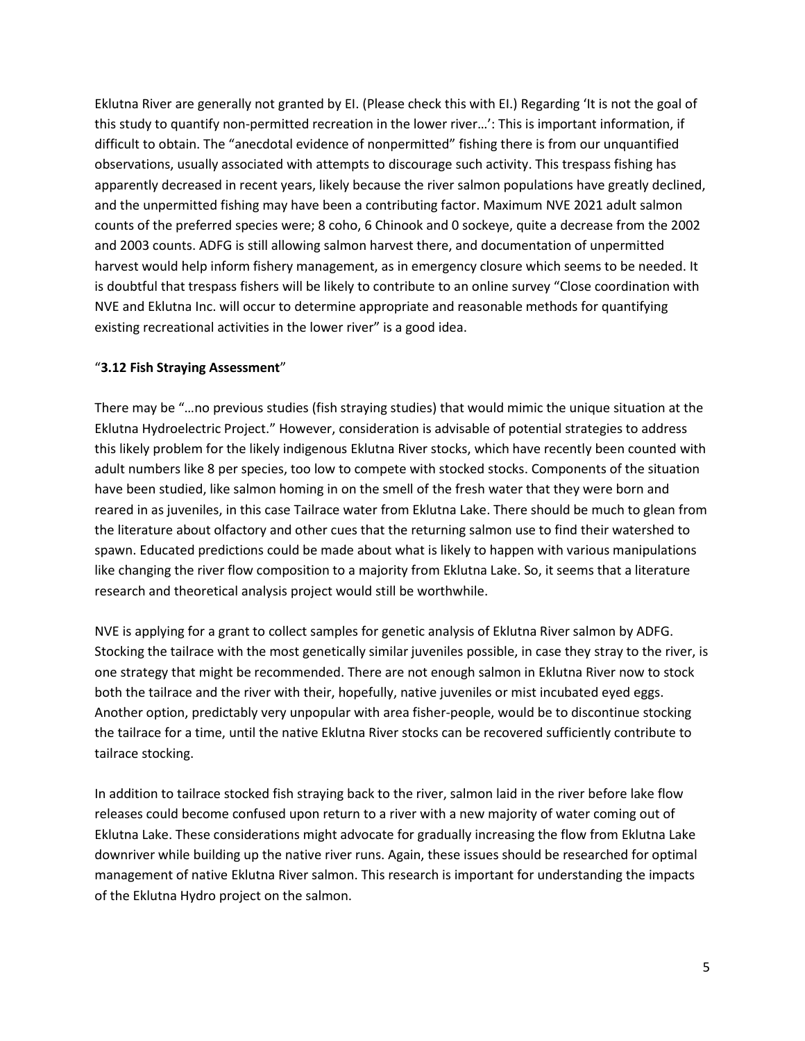Eklutna River are generally not granted by EI. (Please check this with EI.) Regarding 'It is not the goal of this study to quantify non-permitted recreation in the lower river…': This is important information, if difficult to obtain. The "anecdotal evidence of nonpermitted" fishing there is from our unquantified observations, usually associated with attempts to discourage such activity. This trespass fishing has apparently decreased in recent years, likely because the river salmon populations have greatly declined, and the unpermitted fishing may have been a contributing factor. Maximum NVE 2021 adult salmon counts of the preferred species were; 8 coho, 6 Chinook and 0 sockeye, quite a decrease from the 2002 and 2003 counts. ADFG is still allowing salmon harvest there, and documentation of unpermitted harvest would help inform fishery management, as in emergency closure which seems to be needed. It is doubtful that trespass fishers will be likely to contribute to an online survey "Close coordination with NVE and Eklutna Inc. will occur to determine appropriate and reasonable methods for quantifying existing recreational activities in the lower river" is a good idea.

"**3.12 Fish Straying Assessment**"

There may be "…no previous studies (fish straying studies) that would mimic the unique situation at the Eklutna Hydroelectric Project." However, consideration is advisable of potential strategies to address this likely problem for the likely indigenous Eklutna River stocks, which have recently been counted with adult numbers like 8 per species, too low to compete with stocked stocks. Components of the situation have been studied, like salmon homing in on the smell of the fresh water that they were born and reared in as juveniles, in this case Tailrace water from Eklutna Lake. There should be much to glean from the literature about olfactory and other cues that the returning salmon use to find their watershed to spawn. Educated predictions could be made about what is likely to happen with various manipulations like changing the river flow composition to a majority from Eklutna Lake. So, it seems that a literature research and theoretical analysis project would still be worthwhile.

NVE is applying for a grant to collect samples for genetic analysis of Eklutna River salmon by ADFG. Stocking the tailrace with the most genetically similar juveniles possible, in case they stray to the river, is one strategy that might be recommended. There are not enough salmon in Eklutna River now to stock both the tailrace and the river with their, hopefully, native juveniles or mist incubated eyed eggs. Another option, predictably very unpopular with area fisher-people, would be to discontinue stocking the tailrace for a time, until the native Eklutna River stocks can be recovered sufficiently contribute to tailrace stocking.

In addition to tailrace stocked fish straying back to the river, salmon laid in the river before lake flow releases could become confused upon return to a river with a new majority of water coming out of Eklutna Lake. These considerations might advocate for gradually increasing the flow from Eklutna Lake downriver while building up the native river runs. Again, these issues should be researched for optimal management of native Eklutna River salmon. This research is important for understanding the impacts of the Eklutna Hydro project on the salmon.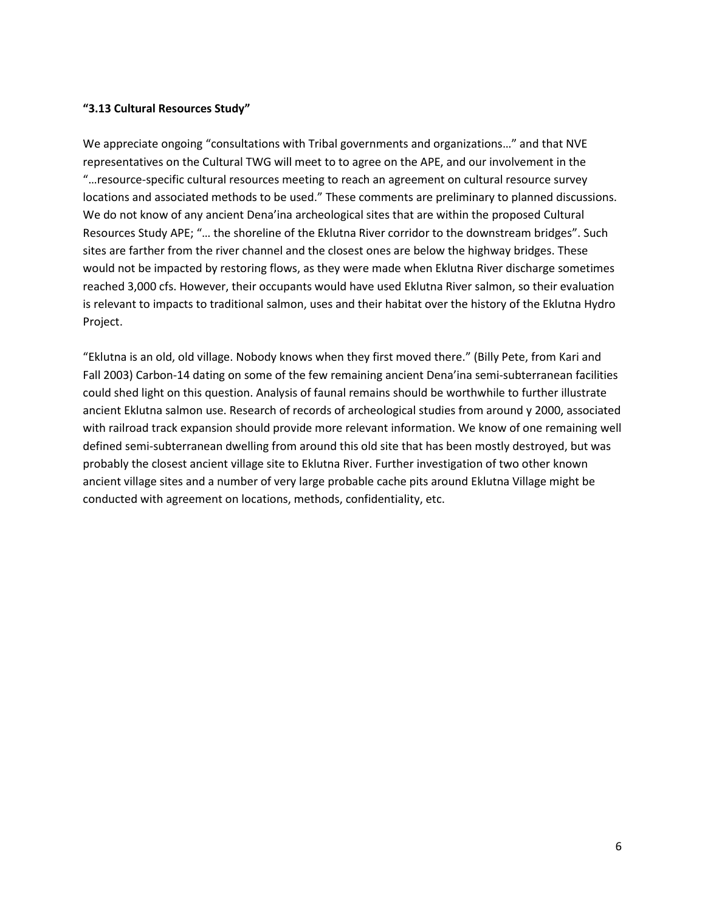**“3.13 Cultural Resources Study”**

We appreciate ongoing “consultations with Tribal governments and organizations…” and that NVE representatives on the Cultural TWG will meet to to agree on the APE, and our involvement in the “…resource-specific cultural resources meeting to reach an agreement on cultural resource survey locations and associated methods to be used.” These comments are preliminary to planned discussions. We do not know of any ancient Dena’ina archeological sites that are within the proposed Cultural Resources Study APE; “… the shoreline of the Eklutna River corridor to the downstream bridges”. Such sites are farther from the river channel and the closest ones are below the highway bridges. These would not be impacted by restoring flows, as they were made when Eklutna River discharge sometimes reached 3,000 cfs. However, their occupants would have used Eklutna River salmon, so their evaluation is relevant to impacts to traditional salmon, uses and their habitat over the history of the Eklutna Hydro Project.

“Eklutna is an old, old village. Nobody knows when they first moved there.” (Billy Pete, from Kari and Fall 2003) Carbon-14 dating on some of the few remaining ancient Dena’ina semi-subterranean facilities could shed light on this question. Analysis of faunal remains should be worthwhile to further illustrate ancient Eklutna salmon use. Research of records of archeological studies from around y 2000, associated with railroad track expansion should provide more relevant information. We know of one remaining well defined semi-subterranean dwelling from around this old site that has been mostly destroyed, but was probably the closest ancient village site to Eklutna River. Further investigation of two other known ancient village sites and a number of very large probable cache pits around Eklutna Village might be conducted with agreement on locations, methods, confidentiality, etc.